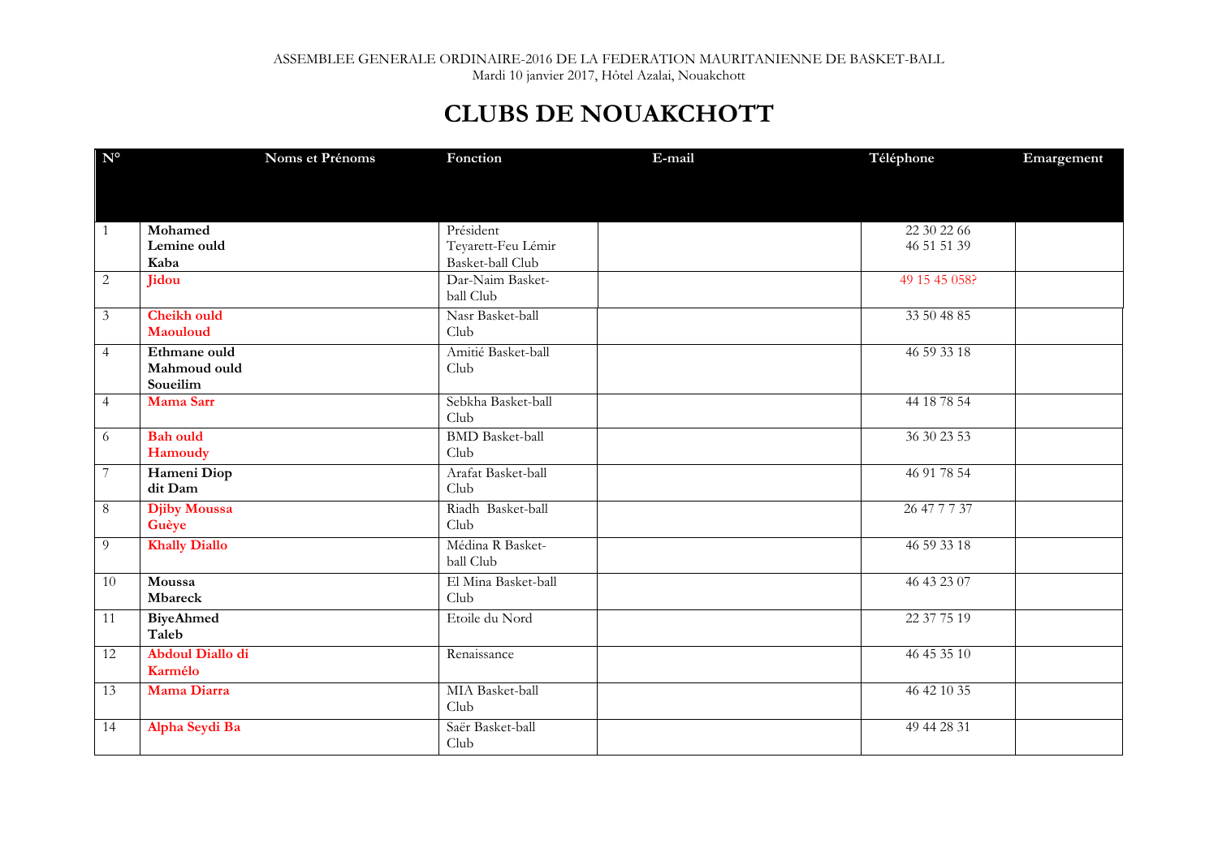ASSEMBLEE GENERALE ORDINAIRE-2016 DE LA FEDERATION MAURITANIENNE DE BASKET-BALL
Mardi 10 janvier 2017, Hôtel Azalai, Nouakchott

# CLUBS DE NOUAKCHOTT

| N° | Noms et Prénoms | Fonction | E-mail | Téléphone | Emargement |
|---|---|---|---|---|---|
| 1 | **Mohamed Lemine ould Kaba** | Président Teyarett-Feu Lémir Basket-ball Club | | 22 30 22 66<br>46 51 51 39 | |
| 2 | **Jidou** | Dar-Naim Basket-ball Club | | 49 15 45 058? | |
| 3 | **Cheikh ould Maouloud** | Nasr Basket-ball Club | | 33 50 48 85 | |
| 4 | **Ethmane ould Mahmoud ould Soueilim** | Amitié Basket-ball Club | | 46 59 33 18 | |
| 4 | **Mama Sarr** | Sebkha Basket-ball Club | | 44 18 78 54 | |
| 6 | **Bah ould Hamoudy** | BMD Basket-ball Club | | 36 30 23 53 | |
| 7 | **Hameni Diop dit Dam** | Arafat Basket-ball Club | | 46 91 78 54 | |
| 8 | **Djiby Moussa Guèye** | Riadh Basket-ball Club | | 26 47 7 7 37 | |
| 9 | **Khally Diallo** | Médina R Basket-ball Club | | 46 59 33 18 | |
| 10 | **Moussa Mbareck** | El Mina Basket-ball Club | | 46 43 23 07 | |
| 11 | **BiyeAhmed Taleb** | Etoile du Nord | | 22 37 75 19 | |
| 12 | **Abdoul Diallo di Karmélo** | Renaissance | | 46 45 35 10 | |
| 13 | **Mama Diarra** | MIA Basket-ball Club | | 46 42 10 35 | |
| 14 | **Alpha Seydi Ba** | Saër Basket-ball Club | | 49 44 28 31 | |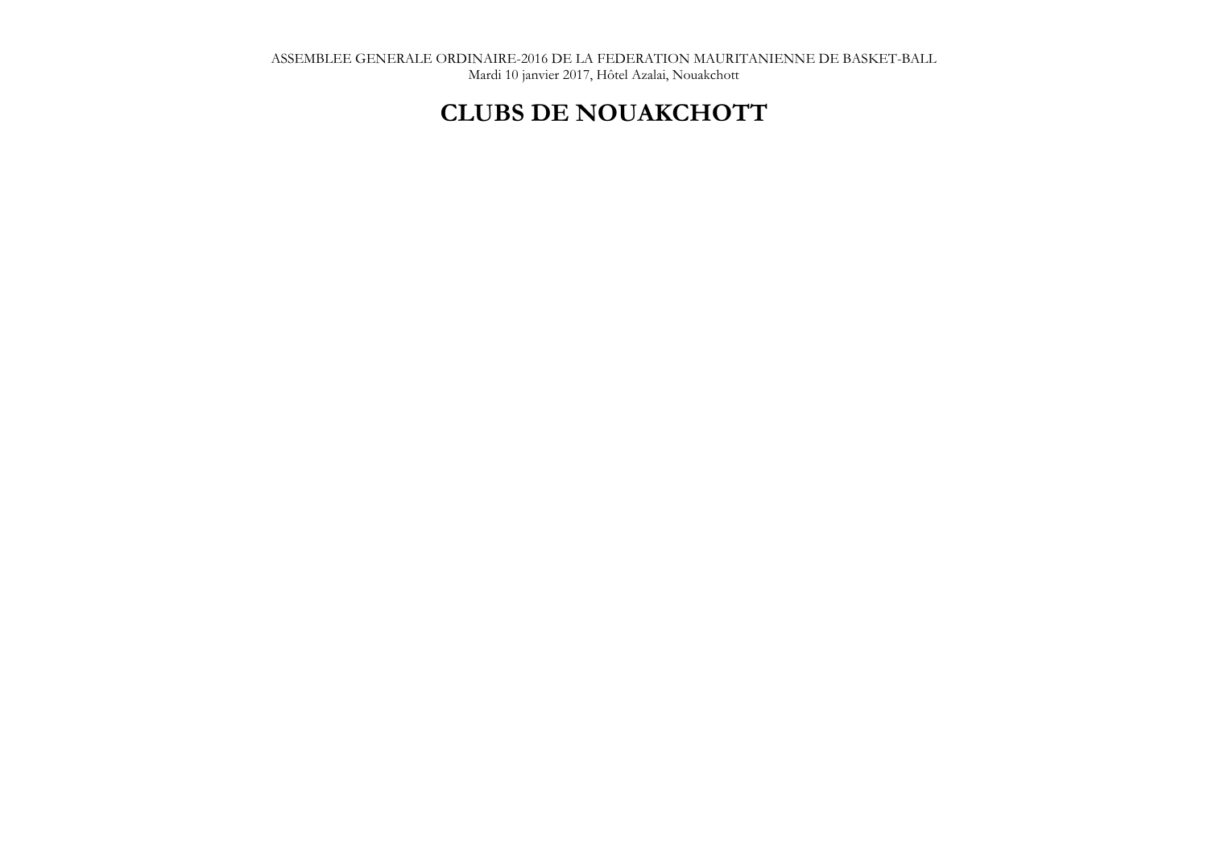ASSEMBLEE GENERALE ORDINAIRE-2016 DE LA FEDERATION MAURITANIENNE DE BASKET-BALL
Mardi 10 janvier 2017, Hôtel Azalai, Nouakchott

# CLUBS DE NOUAKCHOTT